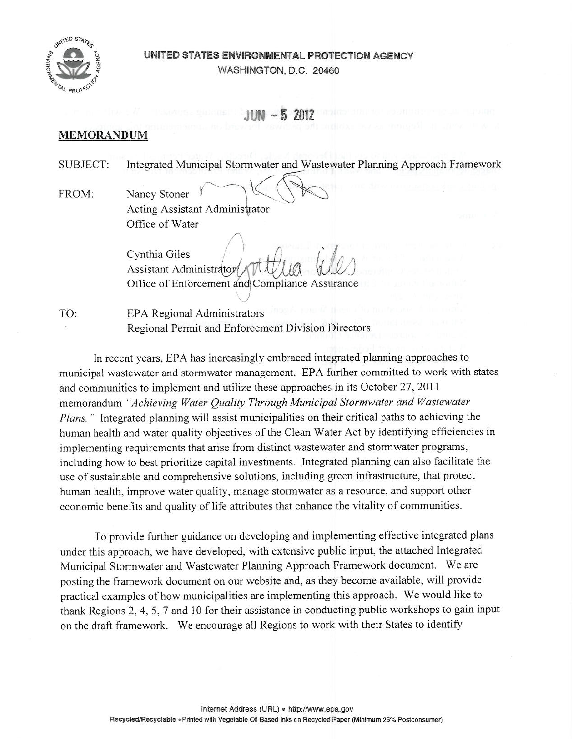**UNITED STATES ENVIRONMENTAL PROTECTION AGENCY**
WASHINGTON, D.C. 20460

JUN - 5 2012

## MEMORANDUM

SUBJECT: Integrated Municipal Stormwater and Wastewater Planning Approach Framework

FROM: Nancy Stoner
Acting Assistant Administrator
Office of Water

Cynthia Giles
Assistant Administrator
Office of Enforcement and Compliance Assurance

TO: EPA Regional Administrators
Regional Permit and Enforcement Division Directors

In recent years, EPA has increasingly embraced integrated planning approaches to municipal wastewater and stormwater management. EPA further committed to work with states and communities to implement and utilize these approaches in its October 27, 2011 memorandum *"Achieving Water Quality Through Municipal Stormwater and Wastewater Plans."* Integrated planning will assist municipalities on their critical paths to achieving the human health and water quality objectives of the Clean Water Act by identifying efficiencies in implementing requirements that arise from distinct wastewater and stormwater programs, including how to best prioritize capital investments. Integrated planning can also facilitate the use of sustainable and comprehensive solutions, including green infrastructure, that protect human health, improve water quality, manage stormwater as a resource, and support other economic benefits and quality of life attributes that enhance the vitality of communities.

To provide further guidance on developing and implementing effective integrated plans under this approach, we have developed, with extensive public input, the attached Integrated Municipal Stormwater and Wastewater Planning Approach Framework document. We are posting the framework document on our website and, as they become available, will provide practical examples of how municipalities are implementing this approach. We would like to thank Regions 2, 4, 5, 7 and 10 for their assistance in conducting public workshops to gain input on the draft framework. We encourage all Regions to work with their States to identify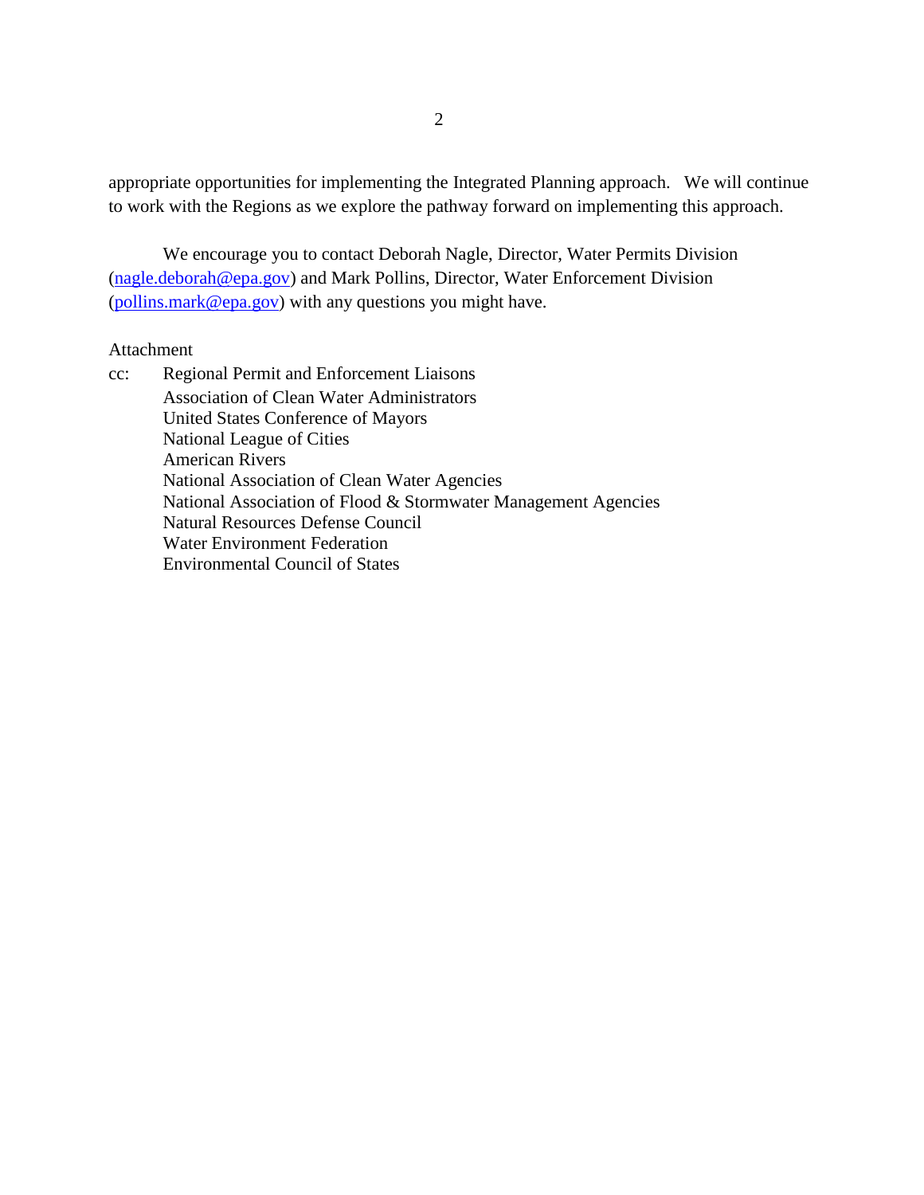appropriate opportunities for implementing the Integrated Planning approach. We will continue to work with the Regions as we explore the pathway forward on implementing this approach.

We encourage you to contact Deborah Nagle, Director, Water Permits Division (nagle.deborah@epa.gov) and Mark Pollins, Director, Water Enforcement Division (pollins.mark@epa.gov) with any questions you might have.

Attachment

cc: Regional Permit and Enforcement Liaisons
Association of Clean Water Administrators
United States Conference of Mayors
National League of Cities
American Rivers
National Association of Clean Water Agencies
National Association of Flood & Stormwater Management Agencies
Natural Resources Defense Council
Water Environment Federation
Environmental Council of States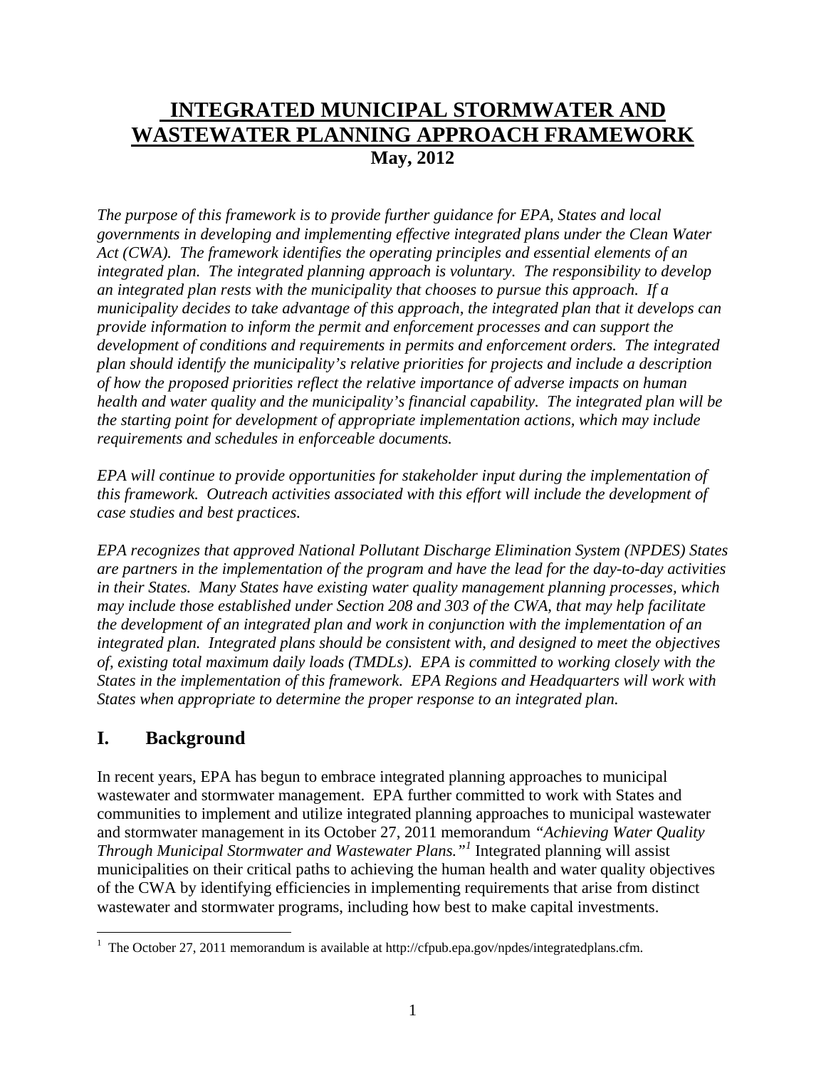# INTEGRATED MUNICIPAL STORMWATER AND WASTEWATER PLANNING APPROACH FRAMEWORK

**May, 2012**

*The purpose of this framework is to provide further guidance for EPA, States and local governments in developing and implementing effective integrated plans under the Clean Water Act (CWA). The framework identifies the operating principles and essential elements of an integrated plan. The integrated planning approach is voluntary. The responsibility to develop an integrated plan rests with the municipality that chooses to pursue this approach. If a municipality decides to take advantage of this approach, the integrated plan that it develops can provide information to inform the permit and enforcement processes and can support the development of conditions and requirements in permits and enforcement orders. The integrated plan should identify the municipality's relative priorities for projects and include a description of how the proposed priorities reflect the relative importance of adverse impacts on human health and water quality and the municipality's financial capability. The integrated plan will be the starting point for development of appropriate implementation actions, which may include requirements and schedules in enforceable documents.*

*EPA will continue to provide opportunities for stakeholder input during the implementation of this framework. Outreach activities associated with this effort will include the development of case studies and best practices.*

*EPA recognizes that approved National Pollutant Discharge Elimination System (NPDES) States are partners in the implementation of the program and have the lead for the day-to-day activities in their States. Many States have existing water quality management planning processes, which may include those established under Section 208 and 303 of the CWA, that may help facilitate the development of an integrated plan and work in conjunction with the implementation of an integrated plan. Integrated plans should be consistent with, and designed to meet the objectives of, existing total maximum daily loads (TMDLs). EPA is committed to working closely with the States in the implementation of this framework. EPA Regions and Headquarters will work with States when appropriate to determine the proper response to an integrated plan.*

## I. Background

In recent years, EPA has begun to embrace integrated planning approaches to municipal wastewater and stormwater management. EPA further committed to work with States and communities to implement and utilize integrated planning approaches to municipal wastewater and stormwater management in its October 27, 2011 memorandum *"Achieving Water Quality Through Municipal Stormwater and Wastewater Plans."*[1] Integrated planning will assist municipalities on their critical paths to achieving the human health and water quality objectives of the CWA by identifying efficiencies in implementing requirements that arise from distinct wastewater and stormwater programs, including how best to make capital investments.

[1] The October 27, 2011 memorandum is available at http://cfpub.epa.gov/npdes/integratedplans.cfm.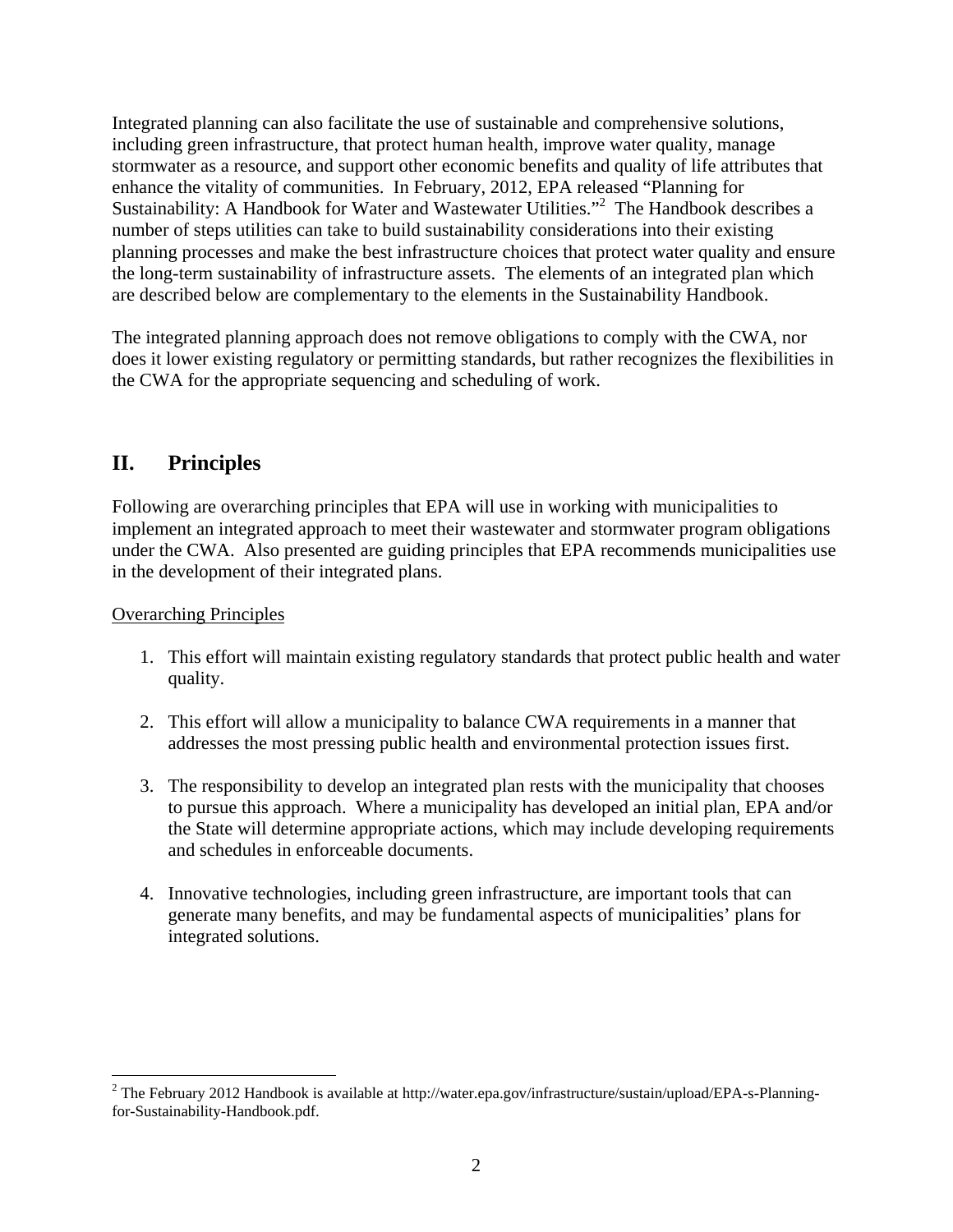Integrated planning can also facilitate the use of sustainable and comprehensive solutions, including green infrastructure, that protect human health, improve water quality, manage stormwater as a resource, and support other economic benefits and quality of life attributes that enhance the vitality of communities. In February, 2012, EPA released "Planning for Sustainability: A Handbook for Water and Wastewater Utilities."[2] The Handbook describes a number of steps utilities can take to build sustainability considerations into their existing planning processes and make the best infrastructure choices that protect water quality and ensure the long-term sustainability of infrastructure assets. The elements of an integrated plan which are described below are complementary to the elements in the Sustainability Handbook.

The integrated planning approach does not remove obligations to comply with the CWA, nor does it lower existing regulatory or permitting standards, but rather recognizes the flexibilities in the CWA for the appropriate sequencing and scheduling of work.

## II. Principles

Following are overarching principles that EPA will use in working with municipalities to implement an integrated approach to meet their wastewater and stormwater program obligations under the CWA. Also presented are guiding principles that EPA recommends municipalities use in the development of their integrated plans.

Overarching Principles

1. This effort will maintain existing regulatory standards that protect public health and water quality.

2. This effort will allow a municipality to balance CWA requirements in a manner that addresses the most pressing public health and environmental protection issues first.

3. The responsibility to develop an integrated plan rests with the municipality that chooses to pursue this approach. Where a municipality has developed an initial plan, EPA and/or the State will determine appropriate actions, which may include developing requirements and schedules in enforceable documents.

4. Innovative technologies, including green infrastructure, are important tools that can generate many benefits, and may be fundamental aspects of municipalities' plans for integrated solutions.

---

[2] The February 2012 Handbook is available at http://water.epa.gov/infrastructure/sustain/upload/EPA-s-Planning-for-Sustainability-Handbook.pdf.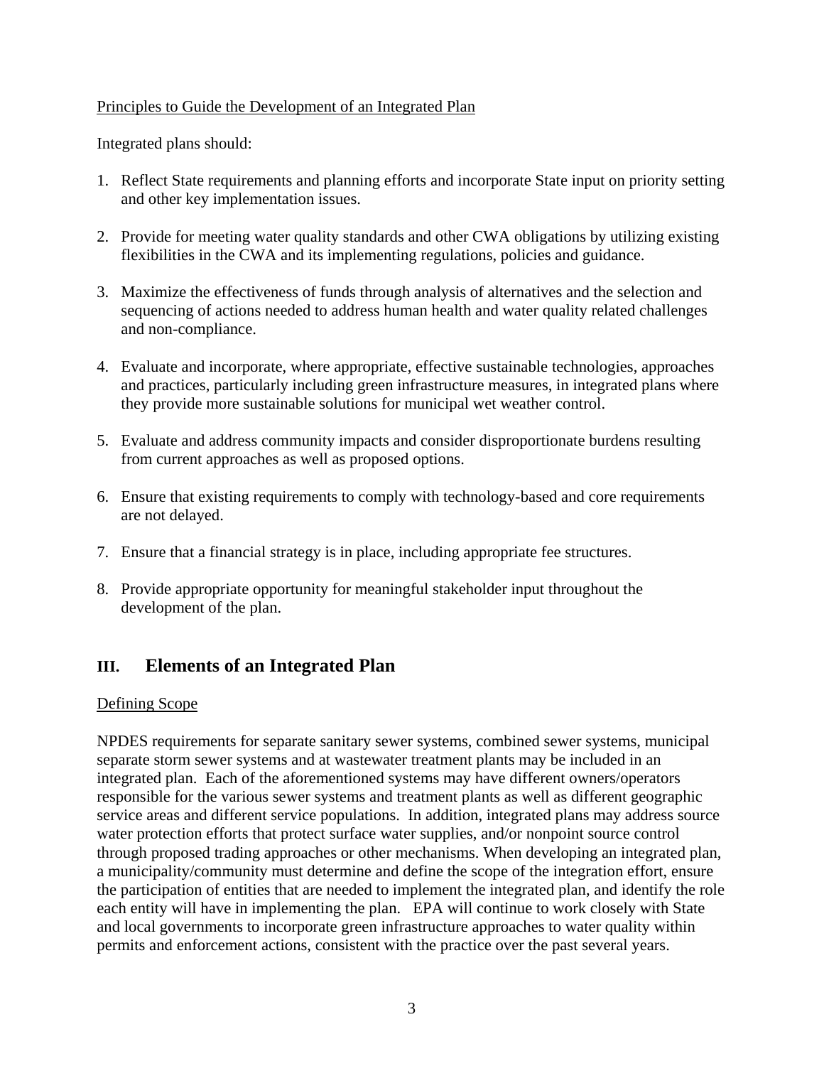Principles to Guide the Development of an Integrated Plan

Integrated plans should:

1. Reflect State requirements and planning efforts and incorporate State input on priority setting and other key implementation issues.

2. Provide for meeting water quality standards and other CWA obligations by utilizing existing flexibilities in the CWA and its implementing regulations, policies and guidance.

3. Maximize the effectiveness of funds through analysis of alternatives and the selection and sequencing of actions needed to address human health and water quality related challenges and non-compliance.

4. Evaluate and incorporate, where appropriate, effective sustainable technologies, approaches and practices, particularly including green infrastructure measures, in integrated plans where they provide more sustainable solutions for municipal wet weather control.

5. Evaluate and address community impacts and consider disproportionate burdens resulting from current approaches as well as proposed options.

6. Ensure that existing requirements to comply with technology-based and core requirements are not delayed.

7. Ensure that a financial strategy is in place, including appropriate fee structures.

8. Provide appropriate opportunity for meaningful stakeholder input throughout the development of the plan.

## III. Elements of an Integrated Plan

Defining Scope

NPDES requirements for separate sanitary sewer systems, combined sewer systems, municipal separate storm sewer systems and at wastewater treatment plants may be included in an integrated plan. Each of the aforementioned systems may have different owners/operators responsible for the various sewer systems and treatment plants as well as different geographic service areas and different service populations. In addition, integrated plans may address source water protection efforts that protect surface water supplies, and/or nonpoint source control through proposed trading approaches or other mechanisms. When developing an integrated plan, a municipality/community must determine and define the scope of the integration effort, ensure the participation of entities that are needed to implement the integrated plan, and identify the role each entity will have in implementing the plan. EPA will continue to work closely with State and local governments to incorporate green infrastructure approaches to water quality within permits and enforcement actions, consistent with the practice over the past several years.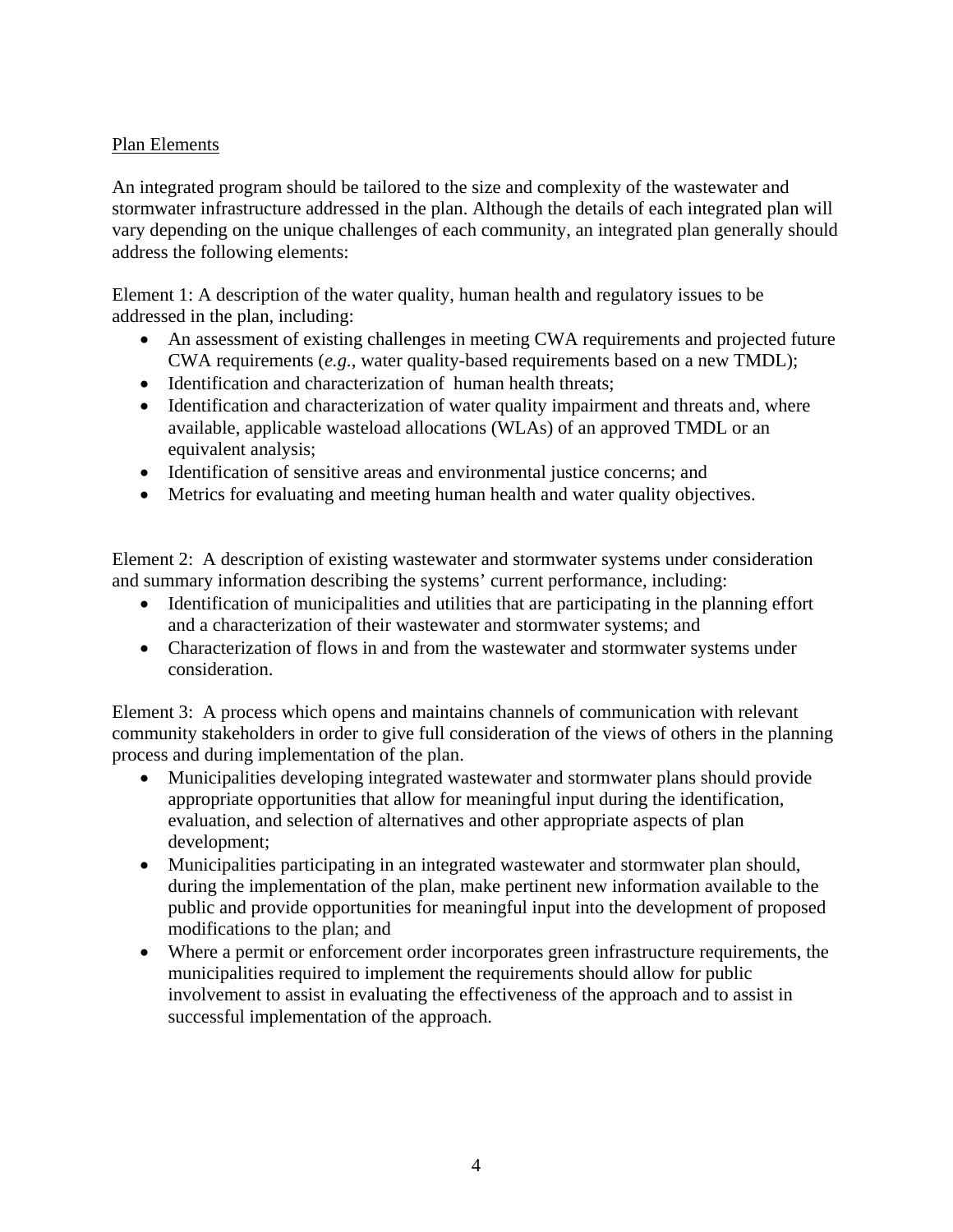Plan Elements

An integrated program should be tailored to the size and complexity of the wastewater and stormwater infrastructure addressed in the plan. Although the details of each integrated plan will vary depending on the unique challenges of each community, an integrated plan generally should address the following elements:

Element 1: A description of the water quality, human health and regulatory issues to be addressed in the plan, including:

- An assessment of existing challenges in meeting CWA requirements and projected future CWA requirements (*e.g.*, water quality-based requirements based on a new TMDL);
- Identification and characterization of human health threats;
- Identification and characterization of water quality impairment and threats and, where available, applicable wasteload allocations (WLAs) of an approved TMDL or an equivalent analysis;
- Identification of sensitive areas and environmental justice concerns; and
- Metrics for evaluating and meeting human health and water quality objectives.

Element 2: A description of existing wastewater and stormwater systems under consideration and summary information describing the systems' current performance, including:

- Identification of municipalities and utilities that are participating in the planning effort and a characterization of their wastewater and stormwater systems; and
- Characterization of flows in and from the wastewater and stormwater systems under consideration.

Element 3: A process which opens and maintains channels of communication with relevant community stakeholders in order to give full consideration of the views of others in the planning process and during implementation of the plan.

- Municipalities developing integrated wastewater and stormwater plans should provide appropriate opportunities that allow for meaningful input during the identification, evaluation, and selection of alternatives and other appropriate aspects of plan development;
- Municipalities participating in an integrated wastewater and stormwater plan should, during the implementation of the plan, make pertinent new information available to the public and provide opportunities for meaningful input into the development of proposed modifications to the plan; and
- Where a permit or enforcement order incorporates green infrastructure requirements, the municipalities required to implement the requirements should allow for public involvement to assist in evaluating the effectiveness of the approach and to assist in successful implementation of the approach.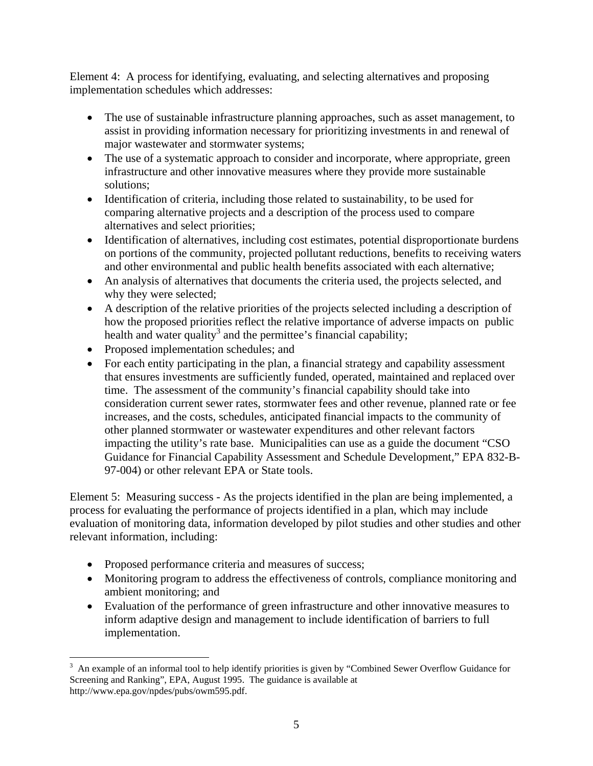Element 4: A process for identifying, evaluating, and selecting alternatives and proposing implementation schedules which addresses:

- The use of sustainable infrastructure planning approaches, such as asset management, to assist in providing information necessary for prioritizing investments in and renewal of major wastewater and stormwater systems;
- The use of a systematic approach to consider and incorporate, where appropriate, green infrastructure and other innovative measures where they provide more sustainable solutions;
- Identification of criteria, including those related to sustainability, to be used for comparing alternative projects and a description of the process used to compare alternatives and select priorities;
- Identification of alternatives, including cost estimates, potential disproportionate burdens on portions of the community, projected pollutant reductions, benefits to receiving waters and other environmental and public health benefits associated with each alternative;
- An analysis of alternatives that documents the criteria used, the projects selected, and why they were selected;
- A description of the relative priorities of the projects selected including a description of how the proposed priorities reflect the relative importance of adverse impacts on public health and water quality[3] and the permittee's financial capability;
- Proposed implementation schedules; and
- For each entity participating in the plan, a financial strategy and capability assessment that ensures investments are sufficiently funded, operated, maintained and replaced over time. The assessment of the community's financial capability should take into consideration current sewer rates, stormwater fees and other revenue, planned rate or fee increases, and the costs, schedules, anticipated financial impacts to the community of other planned stormwater or wastewater expenditures and other relevant factors impacting the utility's rate base. Municipalities can use as a guide the document "CSO Guidance for Financial Capability Assessment and Schedule Development," EPA 832-B-97-004) or other relevant EPA or State tools.

Element 5: Measuring success - As the projects identified in the plan are being implemented, a process for evaluating the performance of projects identified in a plan, which may include evaluation of monitoring data, information developed by pilot studies and other studies and other relevant information, including:

- Proposed performance criteria and measures of success;
- Monitoring program to address the effectiveness of controls, compliance monitoring and ambient monitoring; and
- Evaluation of the performance of green infrastructure and other innovative measures to inform adaptive design and management to include identification of barriers to full implementation.

---

[3] An example of an informal tool to help identify priorities is given by "Combined Sewer Overflow Guidance for Screening and Ranking", EPA, August 1995. The guidance is available at http://www.epa.gov/npdes/pubs/owm595.pdf.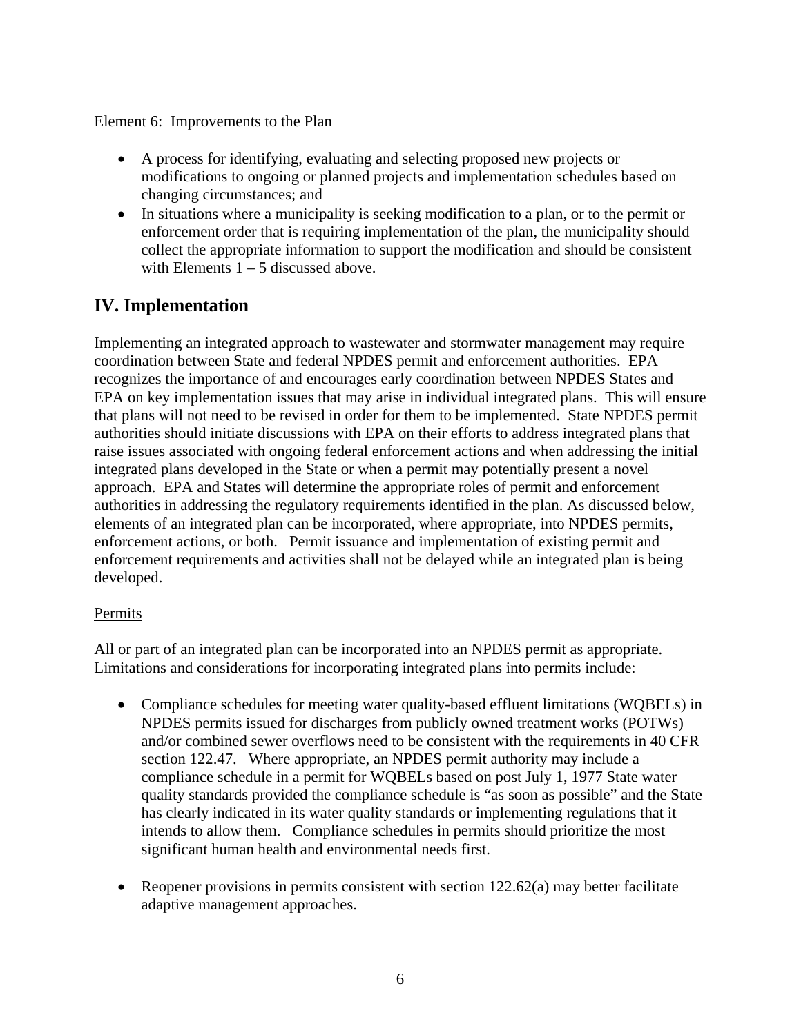Element 6: Improvements to the Plan

- A process for identifying, evaluating and selecting proposed new projects or modifications to ongoing or planned projects and implementation schedules based on changing circumstances; and
- In situations where a municipality is seeking modification to a plan, or to the permit or enforcement order that is requiring implementation of the plan, the municipality should collect the appropriate information to support the modification and should be consistent with Elements 1 – 5 discussed above.

## IV. Implementation

Implementing an integrated approach to wastewater and stormwater management may require coordination between State and federal NPDES permit and enforcement authorities. EPA recognizes the importance of and encourages early coordination between NPDES States and EPA on key implementation issues that may arise in individual integrated plans. This will ensure that plans will not need to be revised in order for them to be implemented. State NPDES permit authorities should initiate discussions with EPA on their efforts to address integrated plans that raise issues associated with ongoing federal enforcement actions and when addressing the initial integrated plans developed in the State or when a permit may potentially present a novel approach. EPA and States will determine the appropriate roles of permit and enforcement authorities in addressing the regulatory requirements identified in the plan. As discussed below, elements of an integrated plan can be incorporated, where appropriate, into NPDES permits, enforcement actions, or both. Permit issuance and implementation of existing permit and enforcement requirements and activities shall not be delayed while an integrated plan is being developed.

Permits

All or part of an integrated plan can be incorporated into an NPDES permit as appropriate. Limitations and considerations for incorporating integrated plans into permits include:

- Compliance schedules for meeting water quality-based effluent limitations (WQBELs) in NPDES permits issued for discharges from publicly owned treatment works (POTWs) and/or combined sewer overflows need to be consistent with the requirements in 40 CFR section 122.47. Where appropriate, an NPDES permit authority may include a compliance schedule in a permit for WQBELs based on post July 1, 1977 State water quality standards provided the compliance schedule is "as soon as possible" and the State has clearly indicated in its water quality standards or implementing regulations that it intends to allow them. Compliance schedules in permits should prioritize the most significant human health and environmental needs first.

- Reopener provisions in permits consistent with section 122.62(a) may better facilitate adaptive management approaches.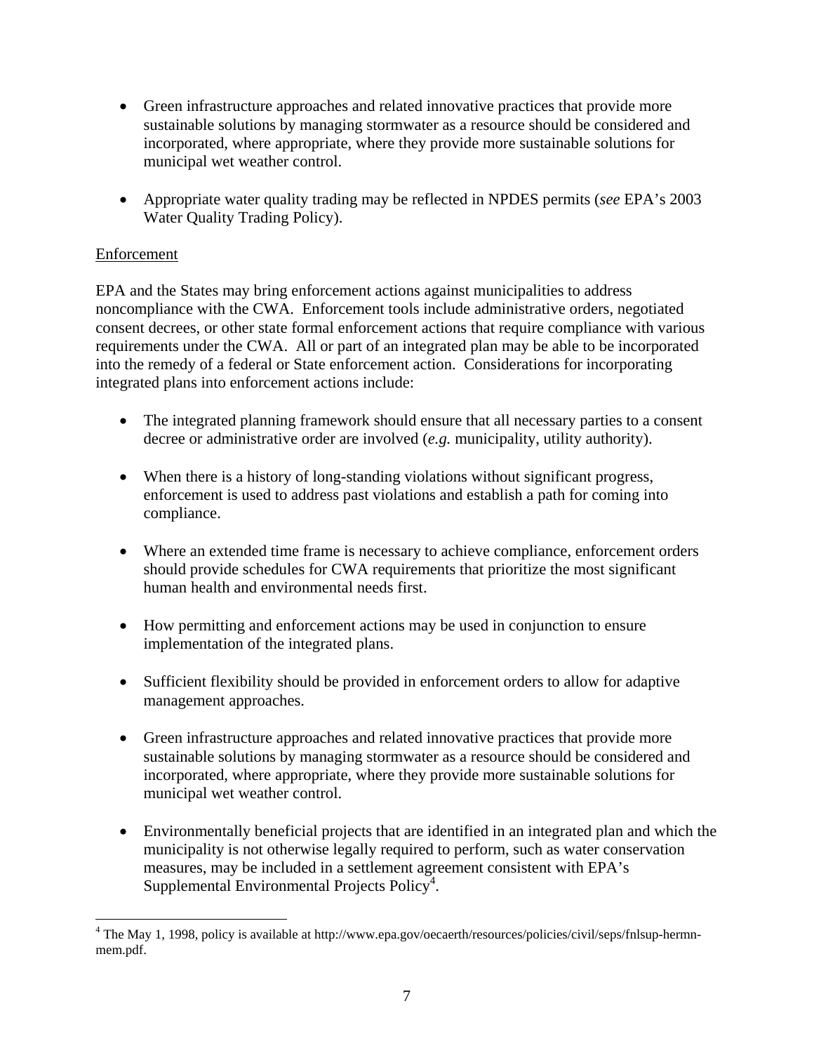- Green infrastructure approaches and related innovative practices that provide more sustainable solutions by managing stormwater as a resource should be considered and incorporated, where appropriate, where they provide more sustainable solutions for municipal wet weather control.

- Appropriate water quality trading may be reflected in NPDES permits (*see* EPA's 2003 Water Quality Trading Policy).

<u>Enforcement</u>

EPA and the States may bring enforcement actions against municipalities to address noncompliance with the CWA. Enforcement tools include administrative orders, negotiated consent decrees, or other state formal enforcement actions that require compliance with various requirements under the CWA. All or part of an integrated plan may be able to be incorporated into the remedy of a federal or State enforcement action. Considerations for incorporating integrated plans into enforcement actions include:

- The integrated planning framework should ensure that all necessary parties to a consent decree or administrative order are involved (*e.g.* municipality, utility authority).

- When there is a history of long-standing violations without significant progress, enforcement is used to address past violations and establish a path for coming into compliance.

- Where an extended time frame is necessary to achieve compliance, enforcement orders should provide schedules for CWA requirements that prioritize the most significant human health and environmental needs first.

- How permitting and enforcement actions may be used in conjunction to ensure implementation of the integrated plans.

- Sufficient flexibility should be provided in enforcement orders to allow for adaptive management approaches.

- Green infrastructure approaches and related innovative practices that provide more sustainable solutions by managing stormwater as a resource should be considered and incorporated, where appropriate, where they provide more sustainable solutions for municipal wet weather control.

- Environmentally beneficial projects that are identified in an integrated plan and which the municipality is not otherwise legally required to perform, such as water conservation measures, may be included in a settlement agreement consistent with EPA's Supplemental Environmental Projects Policy[4].

---

[4] The May 1, 1998, policy is available at http://www.epa.gov/oecaerth/resources/policies/civil/seps/fnlsup-hermn-mem.pdf.